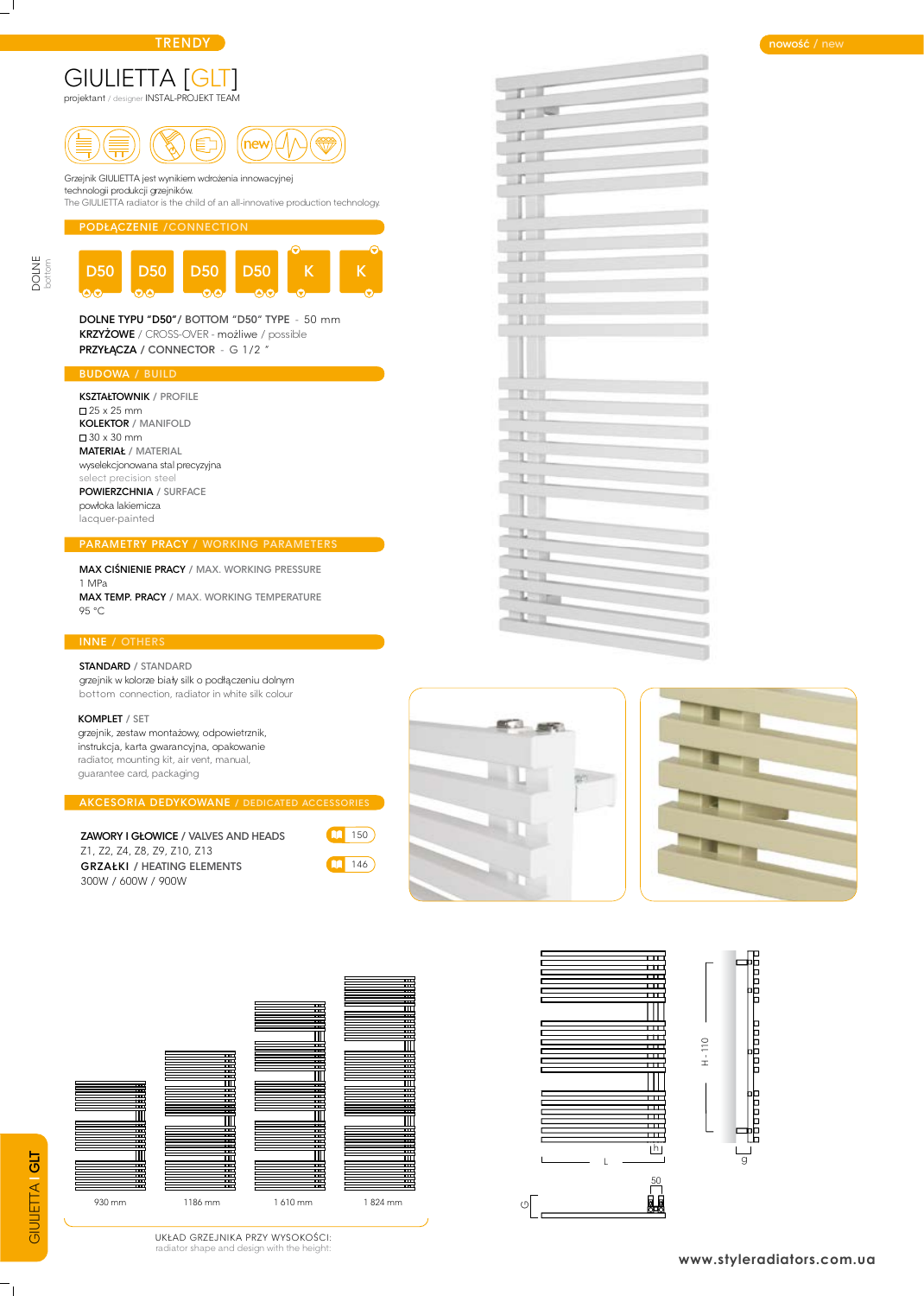TRENDY

nowość / new

# GIULIETTA [GLT]

projektant / designer INSTAL-PROJEKT TEAM

Grzejnik GIULIETTA jest wynikiem wdrożenia innowacyjnej technologii produkcji grzejników.
The GIULIETTA radiator is the child of an all-innovative production technology.

## PODŁĄCZENIE /CONNECTION

DOLNE bottom

D50 D50 D50 D50 K K

**DOLNE TYPU "D50"/ BOTTOM "D50" TYPE** - 50 mm
**KRZYŻOWE** / CROSS-OVER - możliwe / possible
**PRZYŁĄCZA / CONNECTOR** - G 1/2 "

## BUDOWA / BUILD

**KSZTAŁTOWNIK** / PROFILE
□ 25 x 25 mm
**KOLEKTOR** / MANIFOLD
□ 30 x 30 mm
**MATERIAŁ** / MATERIAL
wyselekcjonowana stal precyzyjna
select precision steel
**POWIERZCHNIA** / SURFACE
powłoka lakiernicza
lacquer-painted

## PARAMETRY PRACY / WORKING PARAMETERS

**MAX CIŚNIENIE PRACY** / MAX. WORKING PRESSURE
1 MPa
**MAX TEMP. PRACY** / MAX. WORKING TEMPERATURE
95 °C

## INNE / OTHERS

**STANDARD** / STANDARD
grzejnik w kolorze biały silk o podłączeniu dolnym
bottom connection, radiator in white silk colour

**KOMPLET** / SET
grzejnik, zestaw montażowy, odpowietrznik, instrukcja, karta gwarancyjna, opakowanie
radiator, mounting kit, air vent, manual, guarantee card, packaging

## AKCESORIA DEDYKOWANE / DEDICATED ACCESSORIES

**ZAWORY I GŁOWICE** / VALVES AND HEADS — 150
Z1, Z2, Z4, Z8, Z9, Z10, Z13
**GRZAŁKI** / HEATING ELEMENTS — 146
300W / 600W / 900W

930 mm    1186 mm    1 610 mm    1 824 mm

UKŁAD GRZEJNIKA PRZY WYSOKOŚCI:
radiator shape and design with the height:

H - 110    L    h    g    50    G

GIULIETTA I GLT

www.styleradiators.com.ua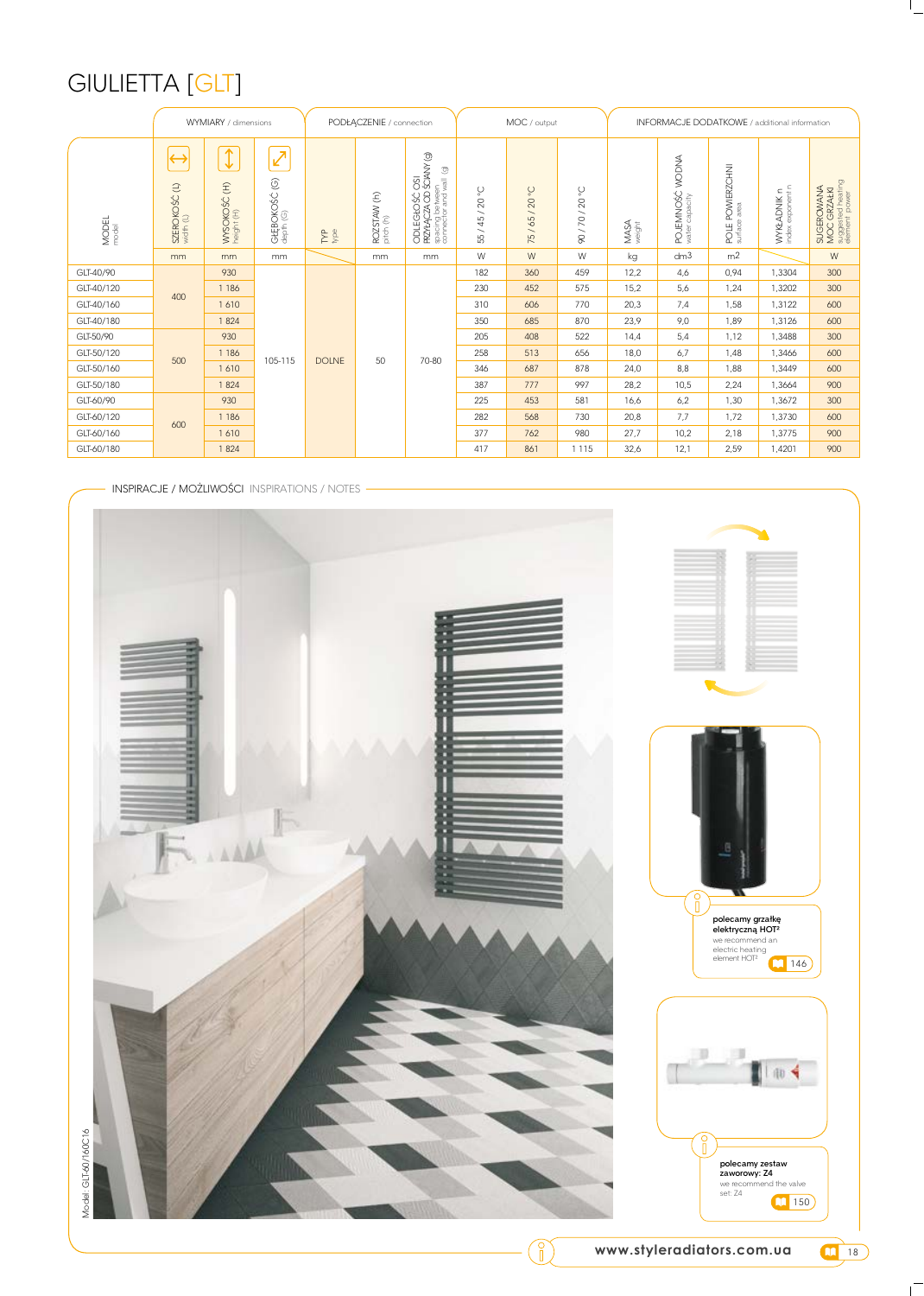# GIULIETTA [GLT]

| MODEL model | WYMIARY / dimensions | | | PODŁĄCZENIE / connection | | | MOC / output | | | INFORMACJE DODATKOWE / additional information | | | | |
|---|---|---|---|---|---|---|---|---|---|---|---|---|---|---|
| | SZEROKOŚĆ (L) width (L) | WYSOKOŚĆ (H) height (H) | GŁĘBOKOŚĆ (G) depth (G) | TYP type | ROZSTAW (h) pitch (h) | ODLEGŁOŚĆ OSI PRZYŁĄCZA OD ŚCIANY (g) spacing between connector and wall (g) | 55 / 45 / 20 °C | 75 / 65 / 20 °C | 90 / 70 / 20 °C | MASA weight | POJEMNOŚĆ WODNA water capacity | POLE POWIERZCHNI surface area | WYKŁADNIK n index exponent n | SUGEROWANA MOC GRZAŁKI suggested heating element power |
| | mm | mm | mm | | mm | mm | W | W | W | kg | dm3 | m2 | | W |
| GLT-40/90 | 400 | 930 | 105-115 | DOLNE | 50 | 70-80 | 182 | 360 | 459 | 12,2 | 4,6 | 0,94 | 1,3304 | 300 |
| GLT-40/120 | | 1 186 | | | | | 230 | 452 | 575 | 15,2 | 5,6 | 1,24 | 1,3202 | 300 |
| GLT-40/160 | | 1 610 | | | | | 310 | 606 | 770 | 20,3 | 7,4 | 1,58 | 1,3122 | 600 |
| GLT-40/180 | | 1 824 | | | | | 350 | 685 | 870 | 23,9 | 9,0 | 1,89 | 1,3126 | 600 |
| GLT-50/90 | 500 | 930 | | | | | 205 | 408 | 522 | 14,4 | 5,4 | 1,12 | 1,3488 | 300 |
| GLT-50/120 | | 1 186 | | | | | 258 | 513 | 656 | 18,0 | 6,7 | 1,48 | 1,3466 | 600 |
| GLT-50/160 | | 1 610 | | | | | 346 | 687 | 878 | 24,0 | 8,8 | 1,88 | 1,3449 | 600 |
| GLT-50/180 | | 1 824 | | | | | 387 | 777 | 997 | 28,2 | 10,5 | 2,24 | 1,3664 | 900 |
| GLT-60/90 | 600 | 930 | | | | | 225 | 453 | 581 | 16,6 | 6,2 | 1,30 | 1,3672 | 300 |
| GLT-60/120 | | 1 186 | | | | | 282 | 568 | 730 | 20,8 | 7,7 | 1,72 | 1,3730 | 600 |
| GLT-60/160 | | 1 610 | | | | | 377 | 762 | 980 | 27,7 | 10,2 | 2,18 | 1,3775 | 900 |
| GLT-60/180 | | 1 824 | | | | | 417 | 861 | 1 115 | 32,6 | 12,1 | 2,59 | 1,4201 | 900 |

## INSPIRACJE / MOŻLIWOŚCI INSPIRATIONS / NOTES

Model: GLT-60/160C16

**polecamy grzałkę elektryczną HOT²**
we recommend an electric heating element HOT²
146

**polecamy zestaw zaworowy: Z4**
we recommend the valve set: Z4
150

www.styleradiators.com.ua